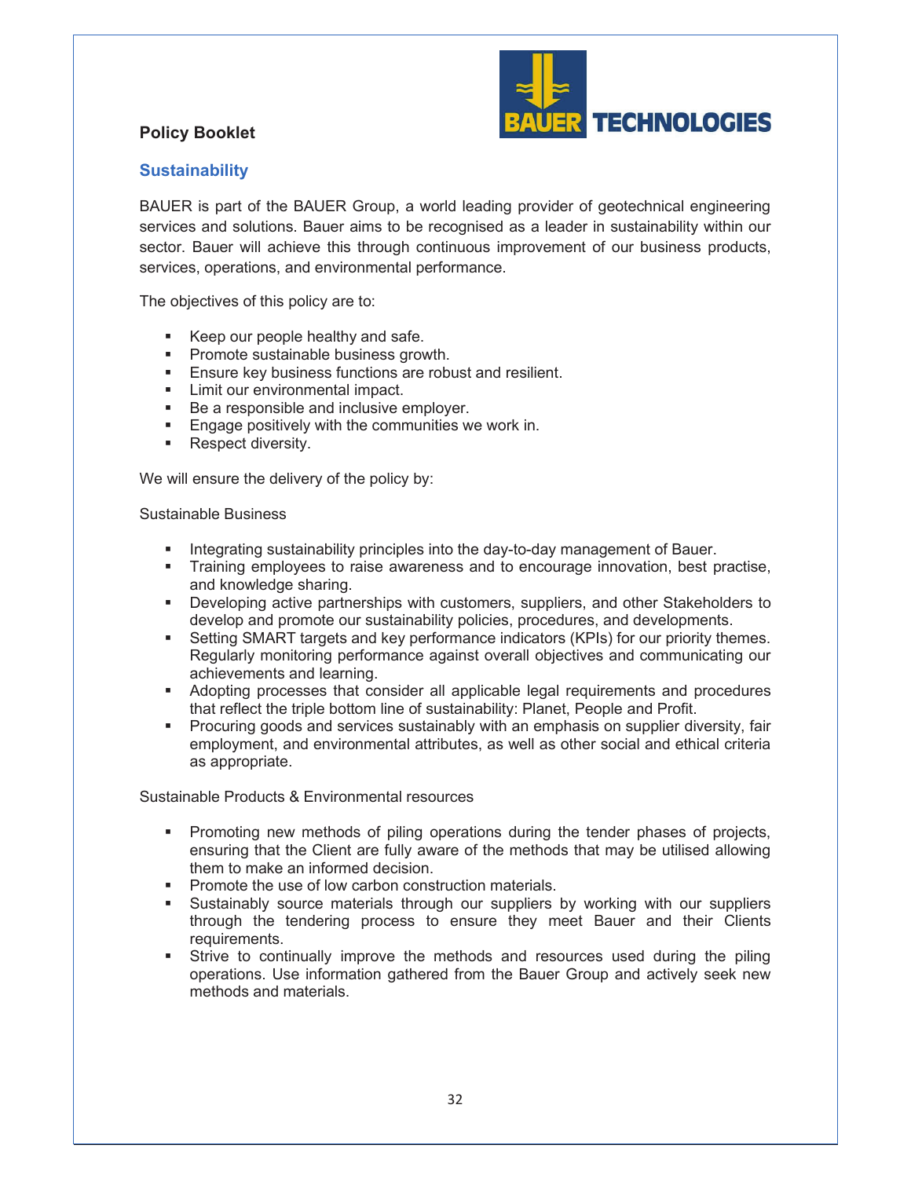**Policy Booklet**

## Sustainability

BAUER is part of the BAUER Group, a world leading provider of geotechnical engineering services and solutions. Bauer aims to be recognised as a leader in sustainability within our sector. Bauer will achieve this through continuous improvement of our business products, services, operations, and environmental performance.

The objectives of this policy are to:

- Keep our people healthy and safe.
- Promote sustainable business growth.
- Ensure key business functions are robust and resilient.
- Limit our environmental impact.
- Be a responsible and inclusive employer.
- Engage positively with the communities we work in.
- Respect diversity.

We will ensure the delivery of the policy by:

Sustainable Business

- Integrating sustainability principles into the day-to-day management of Bauer.
- Training employees to raise awareness and to encourage innovation, best practise, and knowledge sharing.
- Developing active partnerships with customers, suppliers, and other Stakeholders to develop and promote our sustainability policies, procedures, and developments.
- Setting SMART targets and key performance indicators (KPIs) for our priority themes. Regularly monitoring performance against overall objectives and communicating our achievements and learning.
- Adopting processes that consider all applicable legal requirements and procedures that reflect the triple bottom line of sustainability: Planet, People and Profit.
- Procuring goods and services sustainably with an emphasis on supplier diversity, fair employment, and environmental attributes, as well as other social and ethical criteria as appropriate.

Sustainable Products & Environmental resources

- Promoting new methods of piling operations during the tender phases of projects, ensuring that the Client are fully aware of the methods that may be utilised allowing them to make an informed decision.
- Promote the use of low carbon construction materials.
- Sustainably source materials through our suppliers by working with our suppliers through the tendering process to ensure they meet Bauer and their Clients requirements.
- Strive to continually improve the methods and resources used during the piling operations. Use information gathered from the Bauer Group and actively seek new methods and materials.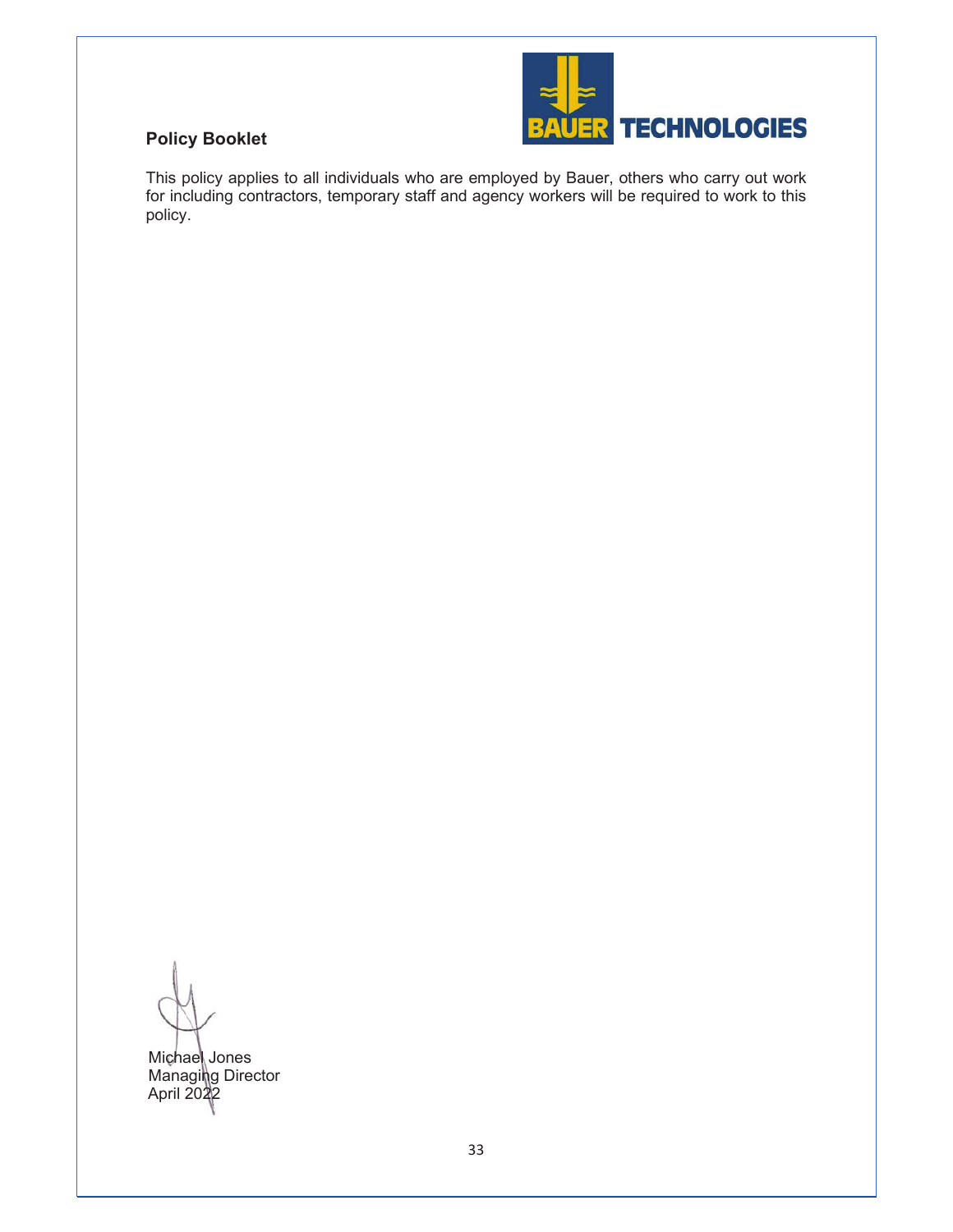**Policy Booklet**

This policy applies to all individuals who are employed by Bauer, others who carry out work for including contractors, temporary staff and agency workers will be required to work to this policy.

Michael Jones
Managing Director
April 2022